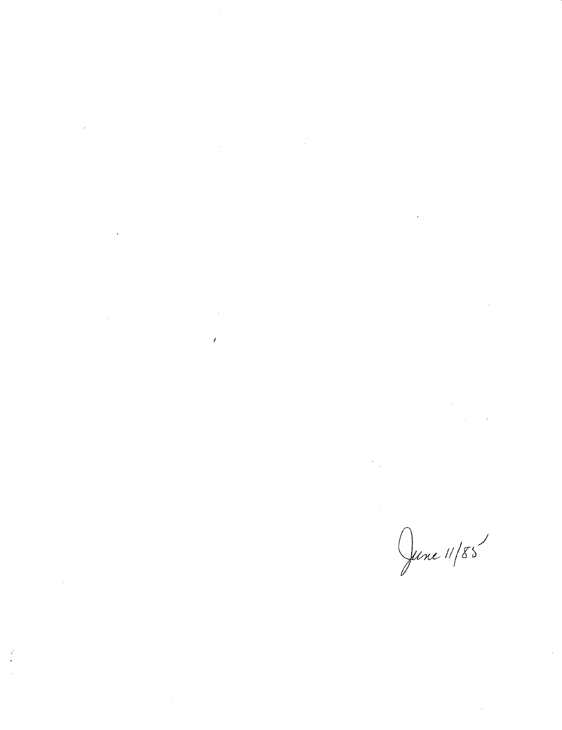June 11/85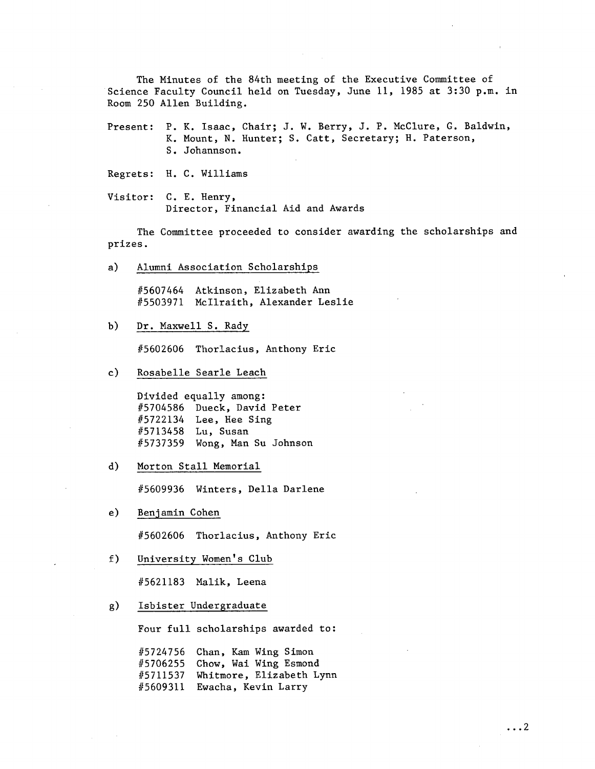The Minutes of the 84th meeting of the Executive Committee of Science Faculty Council held on Tuesday, June 11, 1985 at 3:30 p.m. in Room 250 Allen Building.

Present: P. K. Isaac, Chair; J. W. Berry, J. P. McClure, G. Baldwin, K. Mount, N. Hunter; S. Catt, Secretary; H. Paterson, S. Johannson.

Regrets: H. C. Williams

Visitor: C. E. Henry, Director, Financial Aid and Awards

The Committee proceeded to consider awarding the scholarships and prizes.

a) Alumni Association Scholarships

#5607464 Atkinson, Elizabeth Ann
#5503971 McIlraith, Alexander Leslie

b) Dr. Maxwell S. Rady

#5602606 Thorlacius, Anthony Eric

c) Rosabelle Searle Leach

Divided equally among:
#5704586 Dueck, David Peter
#5722134 Lee, Hee Sing
#5713458 Lu, Susan
#5737359 Wong, Man Su Johnson

d) Morton Stall Memorial

#5609936 Winters, Della Darlene

e) Benjamin Cohen

#5602606 Thorlacius, Anthony Eric

f) University Women's Club

#5621183 Malik, Leena

g) Isbister Undergraduate

Four full scholarships awarded to:

#5724756 Chan, Kam Wing Simon
#5706255 Chow, Wai Wing Esmond
#5711537 Whitmore, Elizabeth Lynn
#5609311 Ewacha, Kevin Larry

...2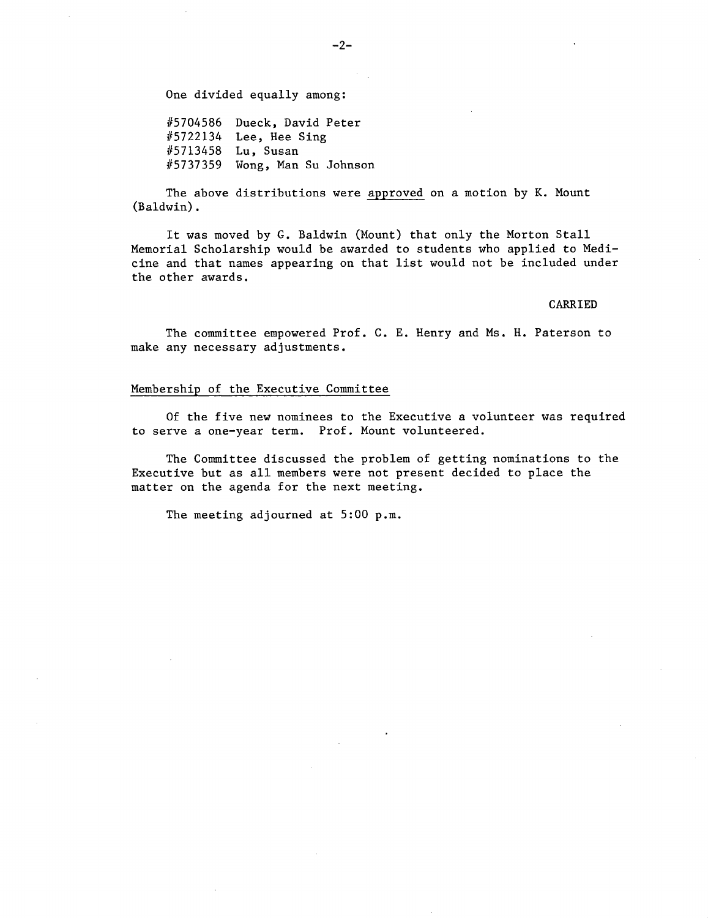One divided equally among:

#5704586 Dueck, David Peter
#5722134 Lee, Hee Sing
#5713458 Lu, Susan
#5737359 Wong, Man Su Johnson

The above distributions were approved on a motion by K. Mount (Baldwin).

It was moved by G. Baldwin (Mount) that only the Morton Stall Memorial Scholarship would be awarded to students who applied to Medicine and that names appearing on that list would not be included under the other awards.

CARRIED

The committee empowered Prof. C. E. Henry and Ms. H. Paterson to make any necessary adjustments.

## Membership of the Executive Committee

Of the five new nominees to the Executive a volunteer was required to serve a one-year term. Prof. Mount volunteered.

The Committee discussed the problem of getting nominations to the Executive but as all members were not present decided to place the matter on the agenda for the next meeting.

The meeting adjourned at 5:00 p.m.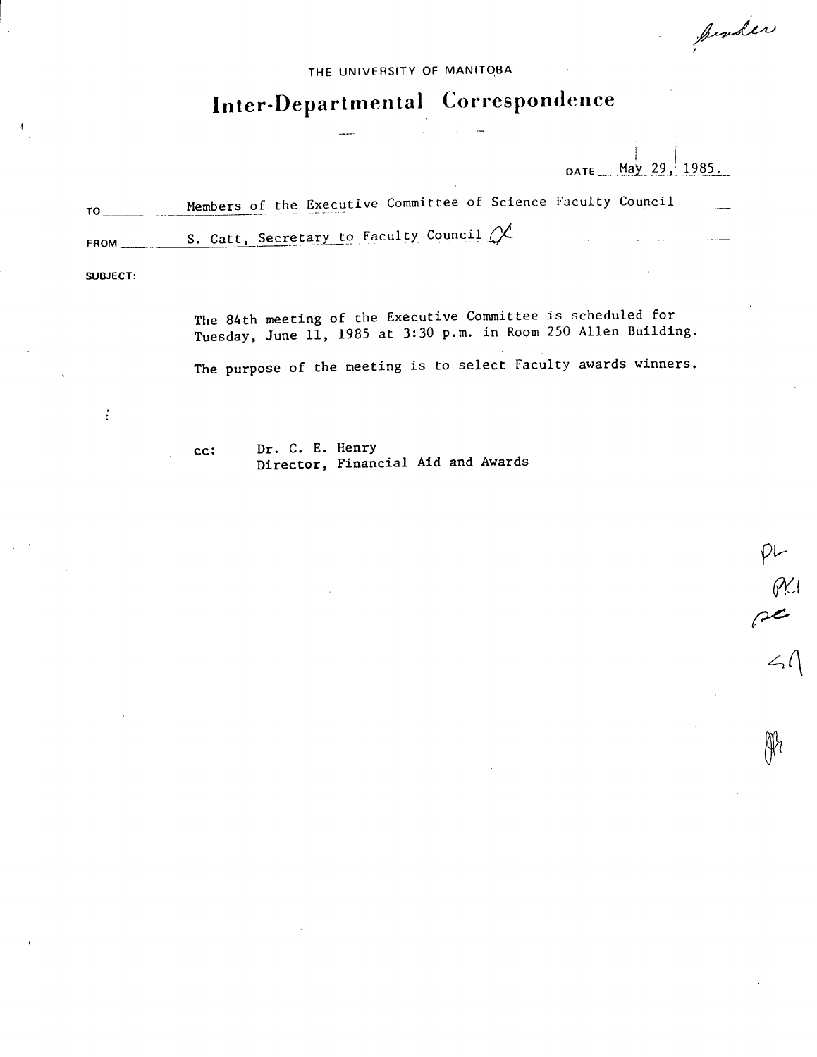THE UNIVERSITY OF MANITOBA

# Inter-Departmental Correspondence

DATE May 29, 1985.

TO Members of the Executive Committee of Science Faculty Council

FROM S. Catt, Secretary to Faculty Council

SUBJECT:

The 84th meeting of the Executive Committee is scheduled for Tuesday, June 11, 1985 at 3:30 p.m. in Room 250 Allen Building.

The purpose of the meeting is to select Faculty awards winners.

cc: Dr. C. E. Henry
Director, Financial Aid and Awards